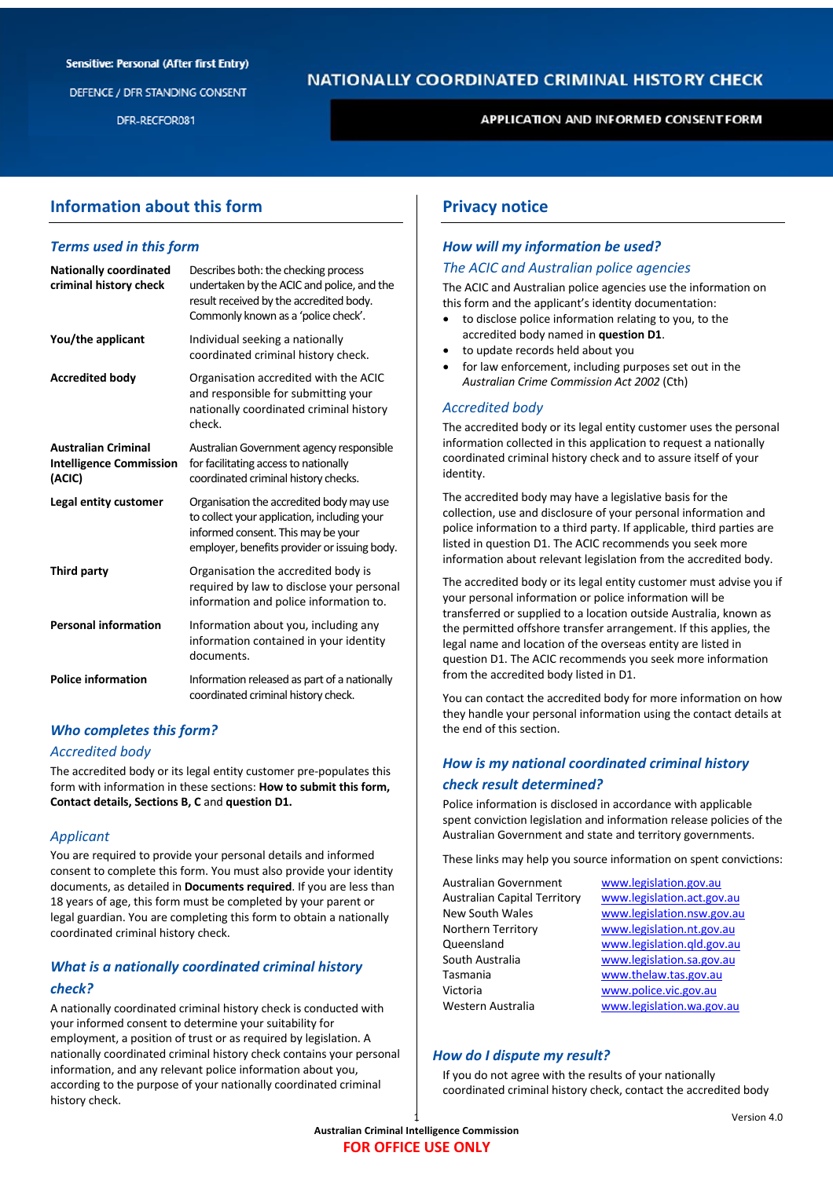Sensitive: Personal (After first Entry)

DEFENCE / DFR STANDING CONSENT

DFR-RECFOR081

# NATIONALLY COORDINATED CRIMINAL HISTORY CHECK

## APPLICATION AND INFORMED CONSENT FORM

## Information about this form

### *Terms used in this form*

| | |
|---|---|
| **Nationally coordinated criminal history check** | Describes both: the checking process undertaken by the ACIC and police, and the result received by the accredited body. Commonly known as a 'police check'. |
| **You/the applicant** | Individual seeking a nationally coordinated criminal history check. |
| **Accredited body** | Organisation accredited with the ACIC and responsible for submitting your nationally coordinated criminal history check. |
| **Australian Criminal Intelligence Commission (ACIC)** | Australian Government agency responsible for facilitating access to nationally coordinated criminal history checks. |
| **Legal entity customer** | Organisation the accredited body may use to collect your application, including your informed consent. This may be your employer, benefits provider or issuing body. |
| **Third party** | Organisation the accredited body is required by law to disclose your personal information and police information to. |
| **Personal information** | Information about you, including any information contained in your identity documents. |
| **Police information** | Information released as part of a nationally coordinated criminal history check. |

### *Who completes this form?*

#### *Accredited body*

The accredited body or its legal entity customer pre-populates this form with information in these sections: **How to submit this form, Contact details, Sections B, C** and **question D1.**

#### *Applicant*

You are required to provide your personal details and informed consent to complete this form. You must also provide your identity documents, as detailed in **Documents required**. If you are less than 18 years of age, this form must be completed by your parent or legal guardian. You are completing this form to obtain a nationally coordinated criminal history check.

### *What is a nationally coordinated criminal history check?*

A nationally coordinated criminal history check is conducted with your informed consent to determine your suitability for employment, a position of trust or as required by legislation. A nationally coordinated criminal history check contains your personal information, and any relevant police information about you, according to the purpose of your nationally coordinated criminal history check.

## Privacy notice

### *How will my information be used?*

#### *The ACIC and Australian police agencies*

The ACIC and Australian police agencies use the information on this form and the applicant's identity documentation:

- to disclose police information relating to you, to the accredited body named in **question D1**.
- to update records held about you
- for law enforcement, including purposes set out in the *Australian Crime Commission Act 2002* (Cth)

#### *Accredited body*

The accredited body or its legal entity customer uses the personal information collected in this application to request a nationally coordinated criminal history check and to assure itself of your identity.

The accredited body may have a legislative basis for the collection, use and disclosure of your personal information and police information to a third party. If applicable, third parties are listed in question D1. The ACIC recommends you seek more information about relevant legislation from the accredited body.

The accredited body or its legal entity customer must advise you if your personal information or police information will be transferred or supplied to a location outside Australia, known as the permitted offshore transfer arrangement. If this applies, the legal name and location of the overseas entity are listed in question D1. The ACIC recommends you seek more information from the accredited body listed in D1.

You can contact the accredited body for more information on how they handle your personal information using the contact details at the end of this section.

### *How is my national coordinated criminal history check result determined?*

Police information is disclosed in accordance with applicable spent conviction legislation and information release policies of the Australian Government and state and territory governments.

These links may help you source information on spent convictions:

| | |
|---|---|
| Australian Government | www.legislation.gov.au |
| Australian Capital Territory | www.legislation.act.gov.au |
| New South Wales | www.legislation.nsw.gov.au |
| Northern Territory | www.legislation.nt.gov.au |
| Queensland | www.legislation.qld.gov.au |
| South Australia | www.legislation.sa.gov.au |
| Tasmania | www.thelaw.tas.gov.au |
| Victoria | www.police.vic.gov.au |
| Western Australia | www.legislation.wa.gov.au |

### *How do I dispute my result?*

If you do not agree with the results of your nationally coordinated criminal history check, contact the accredited body

Version 4.0

Australian Criminal Intelligence Commission

FOR OFFICE USE ONLY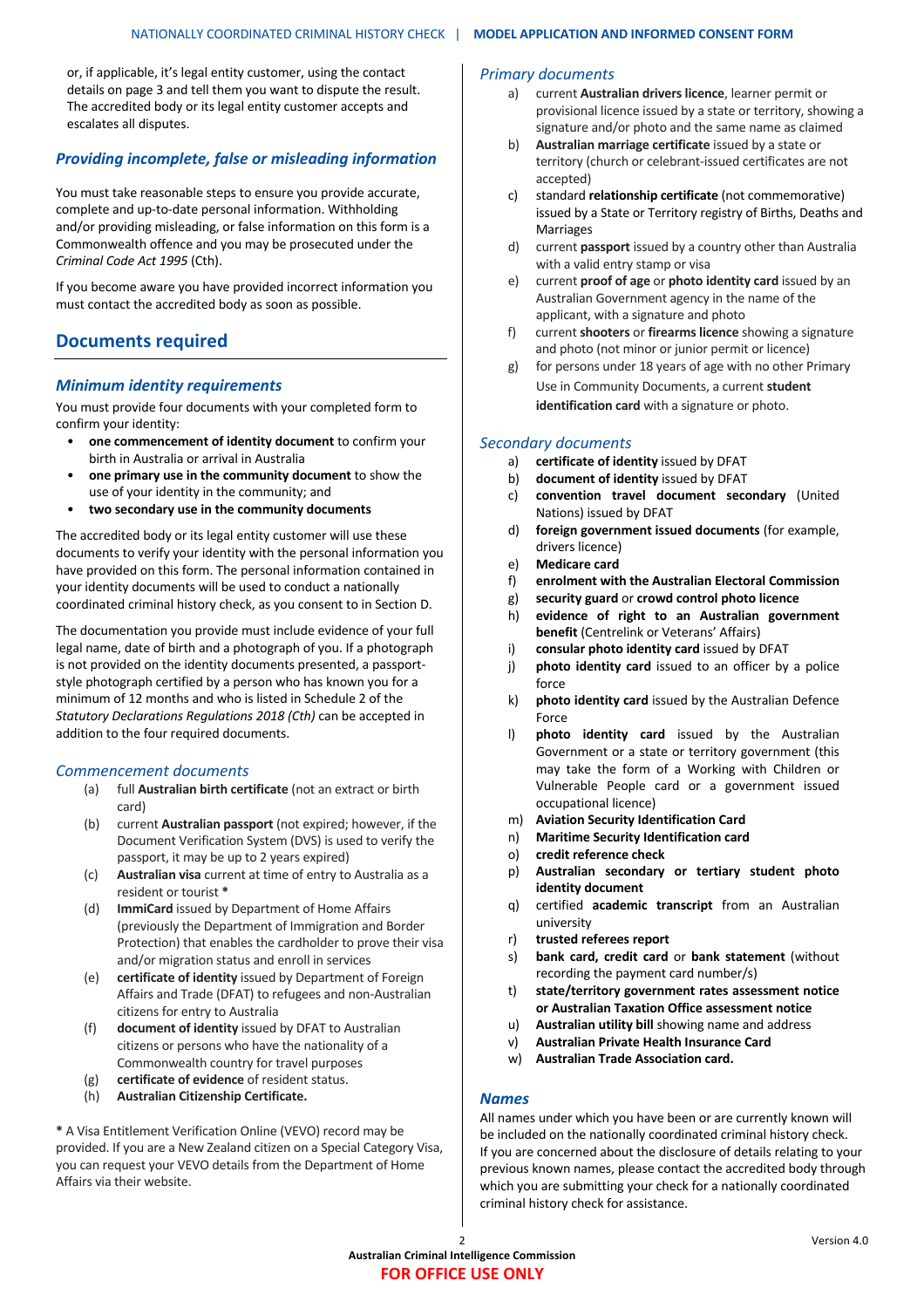or, if applicable, it's legal entity customer, using the contact details on page 3 and tell them you want to dispute the result. The accredited body or its legal entity customer accepts and escalates all disputes.

### *Providing incomplete, false or misleading information*

You must take reasonable steps to ensure you provide accurate, complete and up-to-date personal information. Withholding and/or providing misleading, or false information on this form is a Commonwealth offence and you may be prosecuted under the *Criminal Code Act 1995* (Cth).

If you become aware you have provided incorrect information you must contact the accredited body as soon as possible.

## Documents required

### *Minimum identity requirements*

You must provide four documents with your completed form to confirm your identity:

- **one commencement of identity document** to confirm your birth in Australia or arrival in Australia
- **one primary use in the community document** to show the use of your identity in the community; and
- **two secondary use in the community documents**

The accredited body or its legal entity customer will use these documents to verify your identity with the personal information you have provided on this form. The personal information contained in your identity documents will be used to conduct a nationally coordinated criminal history check, as you consent to in Section D.

The documentation you provide must include evidence of your full legal name, date of birth and a photograph of you. If a photograph is not provided on the identity documents presented, a passport-style photograph certified by a person who has known you for a minimum of 12 months and who is listed in Schedule 2 of the *Statutory Declarations Regulations 2018 (Cth)* can be accepted in addition to the four required documents.

### *Commencement documents*

(a) full **Australian birth certificate** (not an extract or birth card)
(b) current **Australian passport** (not expired; however, if the Document Verification System (DVS) is used to verify the passport, it may be up to 2 years expired)
(c) **Australian visa** current at time of entry to Australia as a resident or tourist *
(d) **ImmiCard** issued by Department of Home Affairs (previously the Department of Immigration and Border Protection) that enables the cardholder to prove their visa and/or migration status and enroll in services
(e) **certificate of identity** issued by Department of Foreign Affairs and Trade (DFAT) to refugees and non-Australian citizens for entry to Australia
(f) **document of identity** issued by DFAT to Australian citizens or persons who have the nationality of a Commonwealth country for travel purposes
(g) **certificate of evidence** of resident status.
(h) **Australian Citizenship Certificate.**

**\*** A Visa Entitlement Verification Online (VEVO) record may be provided. If you are a New Zealand citizen on a Special Category Visa, you can request your VEVO details from the Department of Home Affairs via their website.

### *Primary documents*

a) current **Australian drivers licence**, learner permit or provisional licence issued by a state or territory, showing a signature and/or photo and the same name as claimed
b) **Australian marriage certificate** issued by a state or territory (church or celebrant-issued certificates are not accepted)
c) standard **relationship certificate** (not commemorative) issued by a State or Territory registry of Births, Deaths and Marriages
d) current **passport** issued by a country other than Australia with a valid entry stamp or visa
e) current **proof of age** or **photo identity card** issued by an Australian Government agency in the name of the applicant, with a signature and photo
f) current **shooters** or **firearms licence** showing a signature and photo (not minor or junior permit or licence)
g) for persons under 18 years of age with no other Primary Use in Community Documents, a current **student identification card** with a signature or photo.

### *Secondary documents*

a) **certificate of identity** issued by DFAT
b) **document of identity** issued by DFAT
c) **convention travel document secondary** (United Nations) issued by DFAT
d) **foreign government issued documents** (for example, drivers licence)
e) **Medicare card**
f) **enrolment with the Australian Electoral Commission**
g) **security guard** or **crowd control photo licence**
h) **evidence of right to an Australian government benefit** (Centrelink or Veterans' Affairs)
i) **consular photo identity card** issued by DFAT
j) **photo identity card** issued to an officer by a police force
k) **photo identity card** issued by the Australian Defence Force
l) **photo identity card** issued by the Australian Government or a state or territory government (this may take the form of a Working with Children or Vulnerable People card or a government issued occupational licence)
m) **Aviation Security Identification Card**
n) **Maritime Security Identification card**
o) **credit reference check**
p) **Australian secondary or tertiary student photo identity document**
q) certified **academic transcript** from an Australian university
r) **trusted referees report**
s) **bank card, credit card** or **bank statement** (without recording the payment card number/s)
t) **state/territory government rates assessment notice or Australian Taxation Office assessment notice**
u) **Australian utility bill** showing name and address
v) **Australian Private Health Insurance Card**
w) **Australian Trade Association card.**

### *Names*

All names under which you have been or are currently known will be included on the nationally coordinated criminal history check. If you are concerned about the disclosure of details relating to your previous known names, please contact the accredited body through which you are submitting your check for a nationally coordinated criminal history check for assistance.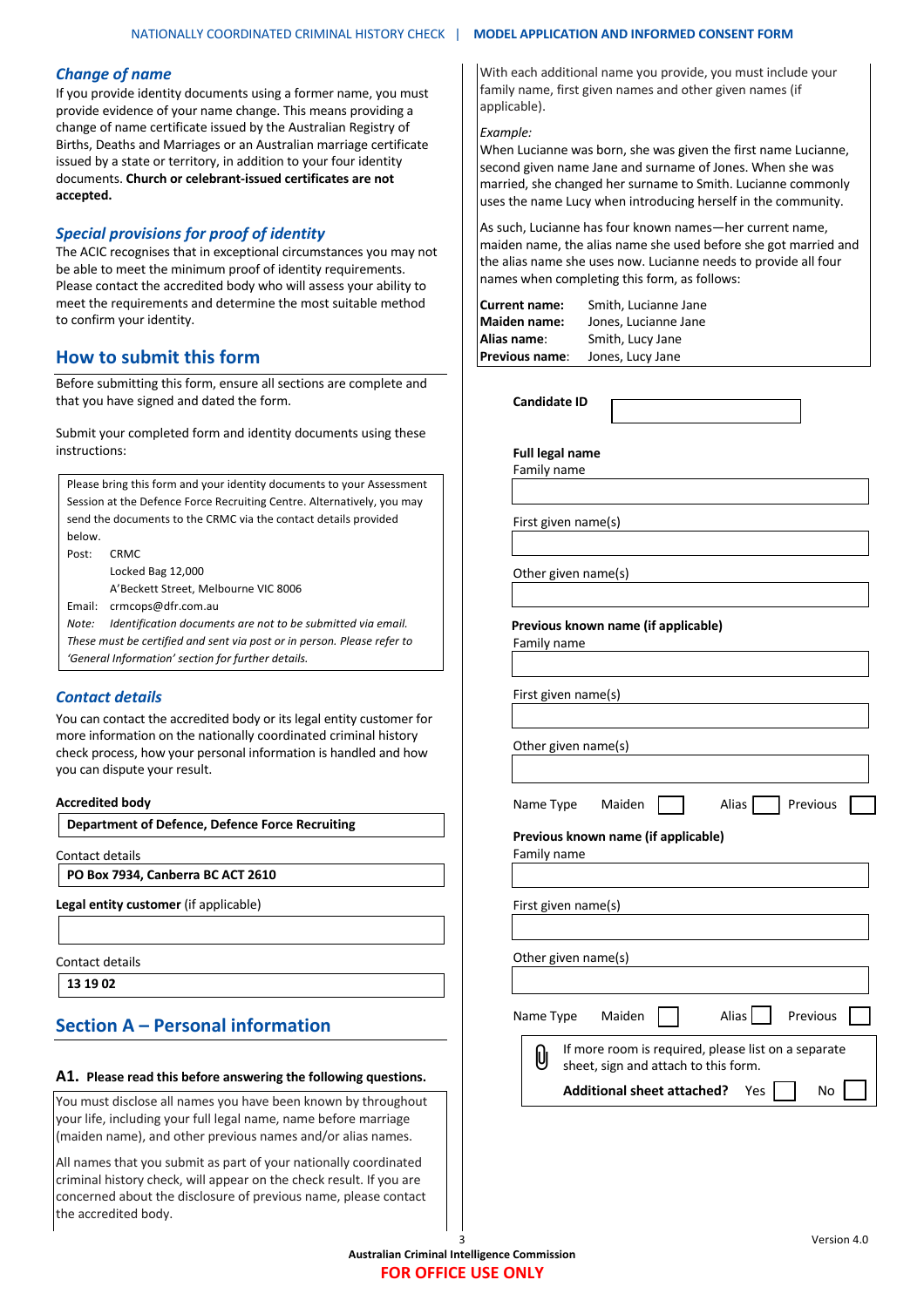## *Change of name*

If you provide identity documents using a former name, you must provide evidence of your name change. This means providing a change of name certificate issued by the Australian Registry of Births, Deaths and Marriages or an Australian marriage certificate issued by a state or territory, in addition to your four identity documents. **Church or celebrant-issued certificates are not accepted.**

## *Special provisions for proof of identity*

The ACIC recognises that in exceptional circumstances you may not be able to meet the minimum proof of identity requirements. Please contact the accredited body who will assess your ability to meet the requirements and determine the most suitable method to confirm your identity.

## How to submit this form

Before submitting this form, ensure all sections are complete and that you have signed and dated the form.

Submit your completed form and identity documents using these instructions:

Please bring this form and your identity documents to your Assessment Session at the Defence Force Recruiting Centre. Alternatively, you may send the documents to the CRMC via the contact details provided below.

Post: CRMC
Locked Bag 12,000
A'Beckett Street, Melbourne VIC 8006

Email: crmcops@dfr.com.au

*Note: Identification documents are not to be submitted via email. These must be certified and sent via post or in person. Please refer to 'General Information' section for further details.*

## *Contact details*

You can contact the accredited body or its legal entity customer for more information on the nationally coordinated criminal history check process, how your personal information is handled and how you can dispute your result.

**Accredited body**

**Department of Defence, Defence Force Recruiting**

Contact details

**PO Box 7934, Canberra BC ACT 2610**

**Legal entity customer** (if applicable)

Contact details

**13 19 02**

## Section A – Personal information

**A1. Please read this before answering the following questions.**

You must disclose all names you have been known by throughout your life, including your full legal name, name before marriage (maiden name), and other previous names and/or alias names.

All names that you submit as part of your nationally coordinated criminal history check, will appear on the check result. If you are concerned about the disclosure of previous name, please contact the accredited body.

With each additional name you provide, you must include your family name, first given names and other given names (if applicable).

*Example:*

When Lucianne was born, she was given the first name Lucianne, second given name Jane and surname of Jones. When she was married, she changed her surname to Smith. Lucianne commonly uses the name Lucy when introducing herself in the community.

As such, Lucianne has four known names—her current name, maiden name, the alias name she used before she got married and the alias name she uses now. Lucianne needs to provide all four names when completing this form, as follows:

| | |
|---|---|
| **Current name:** | Smith, Lucianne Jane |
| **Maiden name:** | Jones, Lucianne Jane |
| **Alias name**: | Smith, Lucy Jane |
| **Previous name**: | Jones, Lucy Jane |

**Candidate ID** ☐

**Full legal name**

Family name

First given name(s)

Other given name(s)

**Previous known name (if applicable)**

Family name

First given name(s)

Other given name(s)

Name Type Maiden ☐ Alias ☐ Previous ☐

**Previous known name (if applicable)**

Family name

First given name(s)

Other given name(s)

Name Type Maiden ☐ Alias ☐ Previous ☐

If more room is required, please list on a separate sheet, sign and attach to this form.

**Additional sheet attached?** Yes ☐ No ☐

Version 4.0

**Australian Criminal Intelligence Commission**

**FOR OFFICE USE ONLY**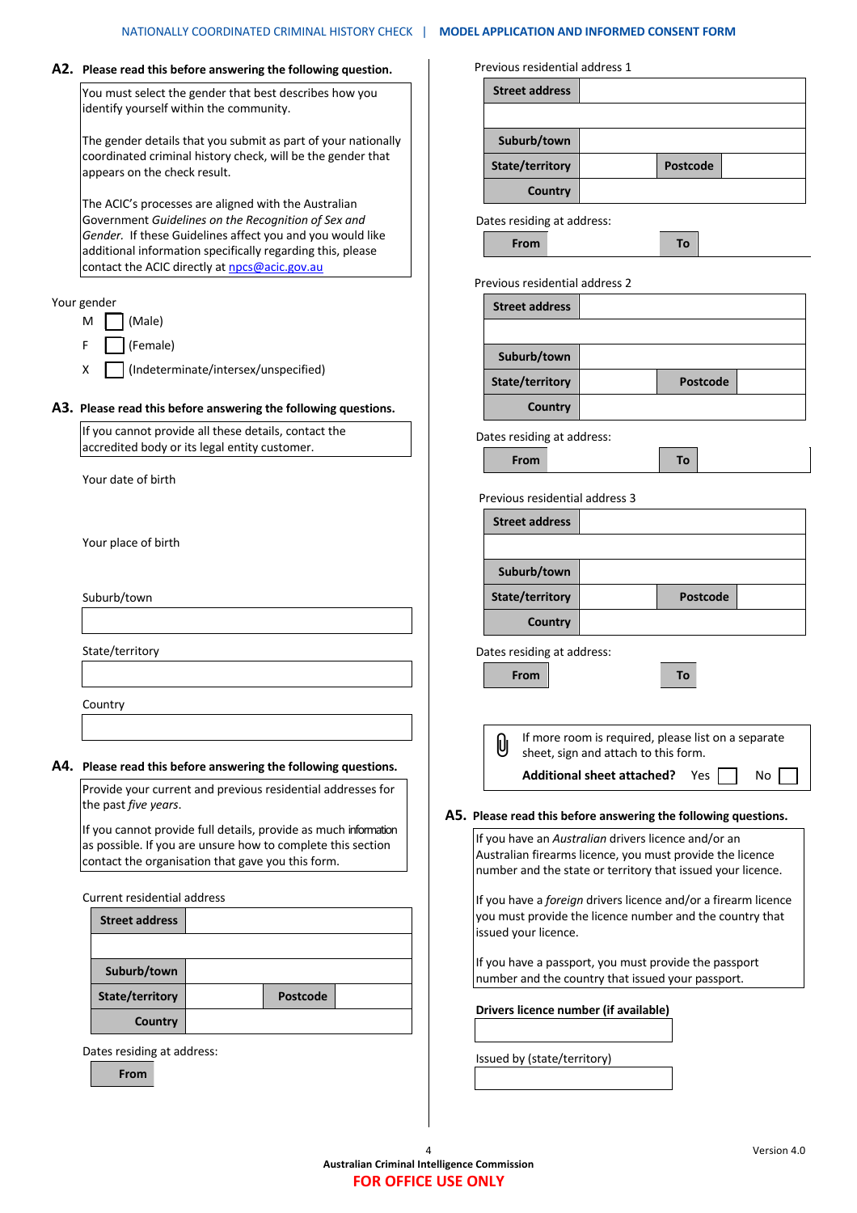## A2. Please read this before answering the following question.

You must select the gender that best describes how you identify yourself within the community.

The gender details that you submit as part of your nationally coordinated criminal history check, will be the gender that appears on the check result.

The ACIC's processes are aligned with the Australian Government *Guidelines on the Recognition of Sex and Gender.* If these Guidelines affect you and you would like additional information specifically regarding this, please contact the ACIC directly at npcs@acic.gov.au

Your gender

- M ☐ (Male)
- F ☐ (Female)
- X ☐ (Indeterminate/intersex/unspecified)

## A3. Please read this before answering the following questions.

If you cannot provide all these details, contact the accredited body or its legal entity customer.

Your date of birth

Your place of birth

Suburb/town

| |
|---|
| |

State/territory

| |
|---|
| |

Country

| |
|---|
| |

## A4. Please read this before answering the following questions.

Provide your current and previous residential addresses for the past *five years*.

If you cannot provide full details, provide as much information as possible. If you are unsure how to complete this section contact the organisation that gave you this form.

Current residential address

| **Street address** | | | |
|---|---|---|---|
| | | | |
| **Suburb/town** | | | |
| **State/territory** | | **Postcode** | |
| **Country** | | | |

Dates residing at address:

| **From** | |
|---|---|

Previous residential address 1

| **Street address** | | | |
|---|---|---|---|
| | | | |
| **Suburb/town** | | | |
| **State/territory** | | **Postcode** | |
| **Country** | | | |

Dates residing at address:

| **From** | | **To** | |
|---|---|---|---|

Previous residential address 2

| **Street address** | | | |
|---|---|---|---|
| | | | |
| **Suburb/town** | | | |
| **State/territory** | | **Postcode** | |
| **Country** | | | |

Dates residing at address:

| **From** | | **To** | |
|---|---|---|---|

Previous residential address 3

| **Street address** | | | |
|---|---|---|---|
| | | | |
| **Suburb/town** | | | |
| **State/territory** | | **Postcode** | |
| **Country** | | | |

Dates residing at address:

| **From** | | **To** | |
|---|---|---|---|

If more room is required, please list on a separate sheet, sign and attach to this form.

**Additional sheet attached?** Yes ☐ No ☐

## A5. Please read this before answering the following questions.

If you have an *Australian* drivers licence and/or an Australian firearms licence, you must provide the licence number and the state or territory that issued your licence.

If you have a *foreign* drivers licence and/or a firearm licence you must provide the licence number and the country that issued your licence.

If you have a passport, you must provide the passport number and the country that issued your passport.

**Drivers licence number (if available)**

| |
|---|
| |

Issued by (state/territory)

| |
|---|
| |

**FOR OFFICE USE ONLY**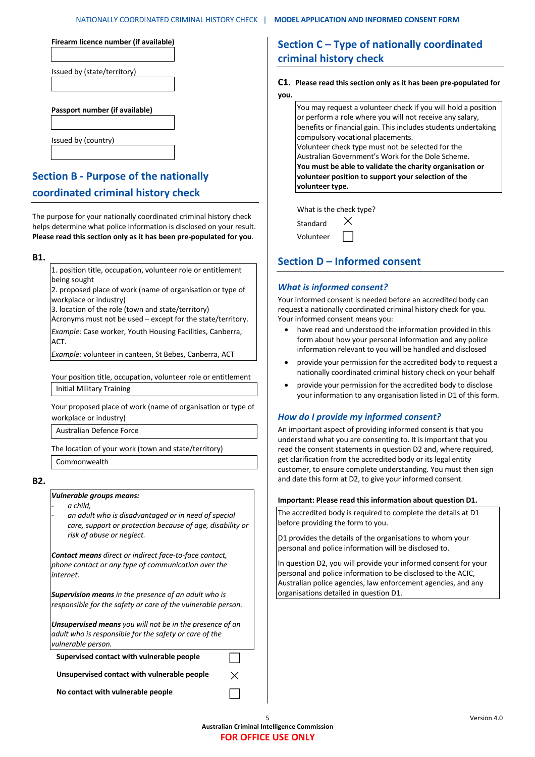**Firearm licence number (if available)**

Issued by (state/territory)

**Passport number (if available)**

Issued by (country)

## Section B - Purpose of the nationally coordinated criminal history check

The purpose for your nationally coordinated criminal history check helps determine what police information is disclosed on your result. **Please read this section only as it has been pre-populated for you**.

**B1.**

1. position title, occupation, volunteer role or entitlement being sought
2. proposed place of work (name of organisation or type of workplace or industry)
3. location of the role (town and state/territory)

Acronyms must not be used – except for the state/territory.

*Example:* Case worker, Youth Housing Facilities, Canberra, ACT.

*Example:* volunteer in canteen, St Bebes, Canberra, ACT

Your position title, occupation, volunteer role or entitlement

Initial Military Training

Your proposed place of work (name of organisation or type of workplace or industry)

Australian Defence Force

The location of your work (town and state/territory)

Commonwealth

**B2.**

***Vulnerable groups means:***

- *a child,*
- *an adult who is disadvantaged or in need of special care, support or protection because of age, disability or risk of abuse or neglect.*

***Contact means** direct or indirect face-to-face contact, phone contact or any type of communication over the internet.*

***Supervision means** in the presence of an adult who is responsible for the safety or care of the vulnerable person.*

***Unsupervised means** you will not be in the presence of an adult who is responsible for the safety or care of the vulnerable person.*

| | |
|---|---|
| **Supervised contact with vulnerable people** | ☐ |
| **Unsupervised contact with vulnerable people** | ☒ |
| **No contact with vulnerable people** | ☐ |

## Section C – Type of nationally coordinated criminal history check

**C1. Please read this section only as it has been pre-populated for you.**

You may request a volunteer check if you will hold a position or perform a role where you will not receive any salary, benefits or financial gain. This includes students undertaking compulsory vocational placements.

Volunteer check type must not be selected for the Australian Government's Work for the Dole Scheme.

**You must be able to validate the charity organisation or volunteer position to support your selection of the volunteer type.**

What is the check type?

| | |
|---|---|
| Standard | ☒ |
| Volunteer | ☐ |

## Section D – Informed consent

### *What is informed consent?*

Your informed consent is needed before an accredited body can request a nationally coordinated criminal history check for you. Your informed consent means you:

- have read and understood the information provided in this form about how your personal information and any police information relevant to you will be handled and disclosed
- provide your permission for the accredited body to request a nationally coordinated criminal history check on your behalf
- provide your permission for the accredited body to disclose your information to any organisation listed in D1 of this form.

### *How do I provide my informed consent?*

An important aspect of providing informed consent is that you understand what you are consenting to. It is important that you read the consent statements in question D2 and, where required, get clarification from the accredited body or its legal entity customer, to ensure complete understanding. You must then sign and date this form at D2, to give your informed consent.

**Important: Please read this information about question D1.**

The accredited body is required to complete the details at D1 before providing the form to you.

D1 provides the details of the organisations to whom your personal and police information will be disclosed to.

In question D2, you will provide your informed consent for your personal and police information to be disclosed to the ACIC, Australian police agencies, law enforcement agencies, and any organisations detailed in question D1.

**FOR OFFICE USE ONLY**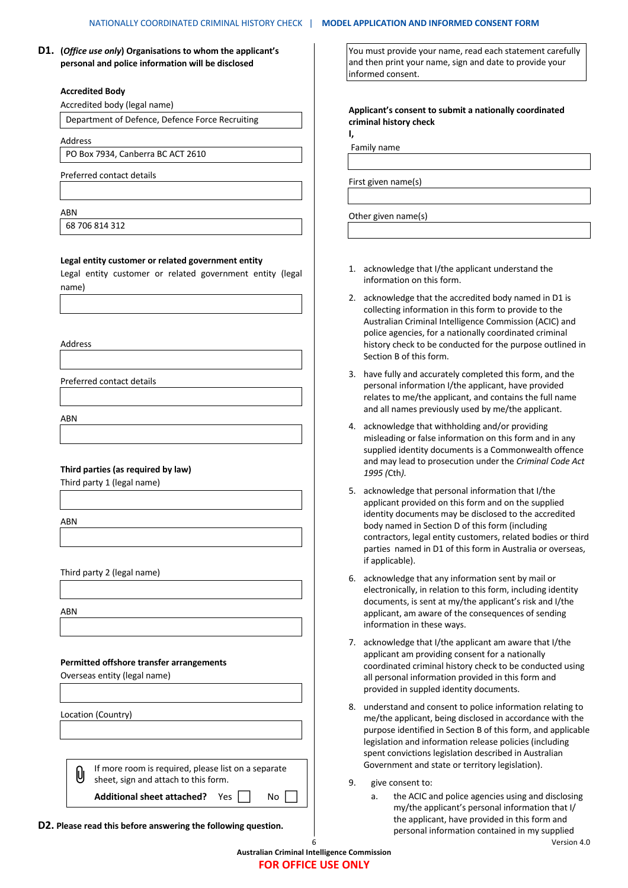## D1. (*Office use only*) Organisations to whom the applicant's personal and police information will be disclosed

**Accredited Body**

Accredited body (legal name)

Department of Defence, Defence Force Recruiting

Address

PO Box 7934, Canberra BC ACT 2610

Preferred contact details

ABN

68 706 814 312

**Legal entity customer or related government entity**

Legal entity customer or related government entity (legal name)

Address

Preferred contact details

ABN

**Third parties (as required by law)**

Third party 1 (legal name)

ABN

Third party 2 (legal name)

ABN

**Permitted offshore transfer arrangements**

Overseas entity (legal name)

Location (Country)

If more room is required, please list on a separate sheet, sign and attach to this form.

**Additional sheet attached?** Yes ☐ No ☐

## D2. Please read this before answering the following question.

You must provide your name, read each statement carefully and then print your name, sign and date to provide your informed consent.

**Applicant's consent to submit a nationally coordinated criminal history check**

**I,**

Family name

First given name(s)

Other given name(s)

1. acknowledge that I/the applicant understand the information on this form.
2. acknowledge that the accredited body named in D1 is collecting information in this form to provide to the Australian Criminal Intelligence Commission (ACIC) and police agencies, for a nationally coordinated criminal history check to be conducted for the purpose outlined in Section B of this form.
3. have fully and accurately completed this form, and the personal information I/the applicant, have provided relates to me/the applicant, and contains the full name and all names previously used by me/the applicant.
4. acknowledge that withholding and/or providing misleading or false information on this form and in any supplied identity documents is a Commonwealth offence and may lead to prosecution under the *Criminal Code Act 1995 (Cth).*
5. acknowledge that personal information that I/the applicant provided on this form and on the supplied identity documents may be disclosed to the accredited body named in Section D of this form (including contractors, legal entity customers, related bodies or third parties named in D1 of this form in Australia or overseas, if applicable).
6. acknowledge that any information sent by mail or electronically, in relation to this form, including identity documents, is sent at my/the applicant's risk and I/the applicant, am aware of the consequences of sending information in these ways.
7. acknowledge that I/the applicant am aware that I/the applicant am providing consent for a nationally coordinated criminal history check to be conducted using all personal information provided in this form and provided in suppled identity documents.
8. understand and consent to police information relating to me/the applicant, being disclosed in accordance with the purpose identified in Section B of this form, and applicable legislation and information release policies (including spent convictions legislation described in Australian Government and state or territory legislation).
9. give consent to:
   a. the ACIC and police agencies using and disclosing my/the applicant's personal information that I/ the applicant, have provided in this form and personal information contained in my supplied

Version 4.0

Australian Criminal Intelligence Commission

FOR OFFICE USE ONLY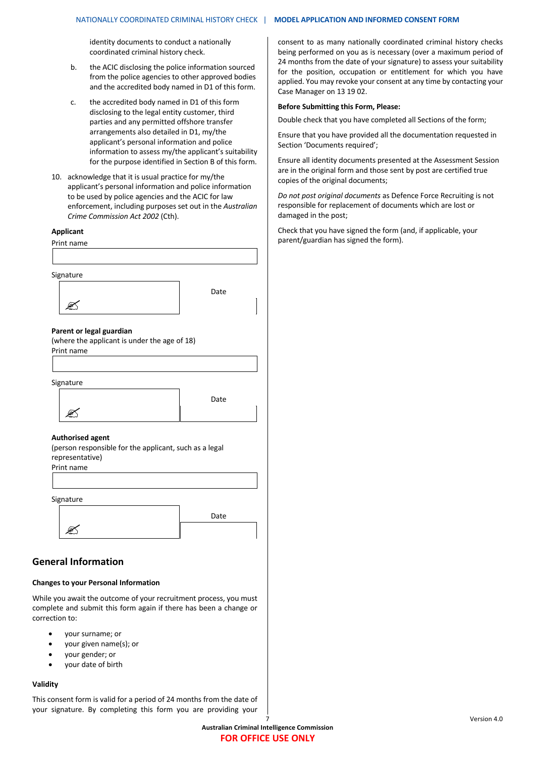identity documents to conduct a nationally coordinated criminal history check.

b. the ACIC disclosing the police information sourced from the police agencies to other approved bodies and the accredited body named in D1 of this form.

c. the accredited body named in D1 of this form disclosing to the legal entity customer, third parties and any permitted offshore transfer arrangements also detailed in D1, my/the applicant's personal information and police information to assess my/the applicant's suitability for the purpose identified in Section B of this form.

10. acknowledge that it is usual practice for my/the applicant's personal information and police information to be used by police agencies and the ACIC for law enforcement, including purposes set out in the *Australian Crime Commission Act 2002* (Cth).

**Applicant**

Print name

Signature

Date

**Parent or legal guardian**
(where the applicant is under the age of 18)

Print name

Signature

Date

**Authorised agent**
(person responsible for the applicant, such as a legal representative)

Print name

Signature

Date

## General Information

**Changes to your Personal Information**

While you await the outcome of your recruitment process, you must complete and submit this form again if there has been a change or correction to:

- your surname; or
- your given name(s); or
- your gender; or
- your date of birth

**Validity**

This consent form is valid for a period of 24 months from the date of your signature. By completing this form you are providing your consent to as many nationally coordinated criminal history checks being performed on you as is necessary (over a maximum period of 24 months from the date of your signature) to assess your suitability for the position, occupation or entitlement for which you have applied. You may revoke your consent at any time by contacting your Case Manager on 13 19 02.

**Before Submitting this Form, Please:**

Double check that you have completed all Sections of the form;

Ensure that you have provided all the documentation requested in Section 'Documents required';

Ensure all identity documents presented at the Assessment Session are in the original form and those sent by post are certified true copies of the original documents;

*Do not post original documents* as Defence Force Recruiting is not responsible for replacement of documents which are lost or damaged in the post;

Check that you have signed the form (and, if applicable, your parent/guardian has signed the form).

**FOR OFFICE USE ONLY**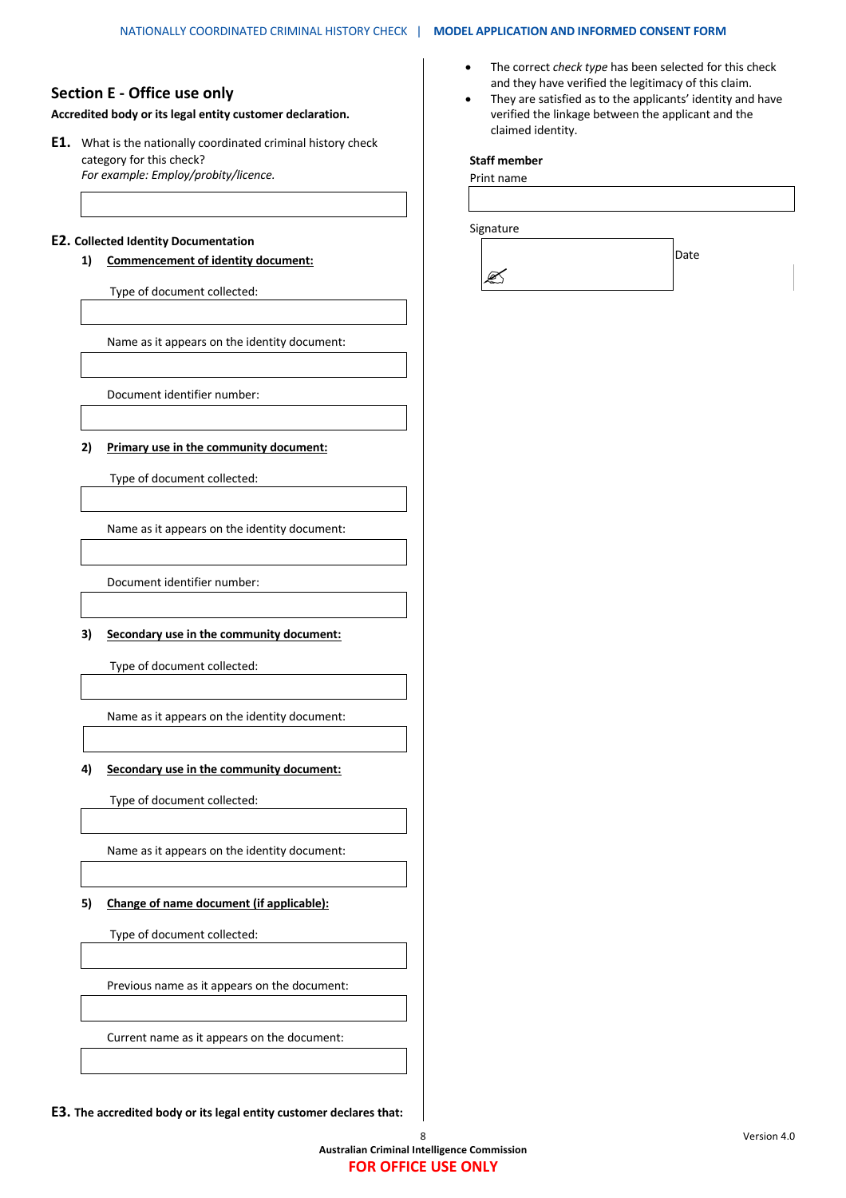## Section E - Office use only

**Accredited body or its legal entity customer declaration.**

**E1.** What is the nationally coordinated criminal history check category for this check?
*For example: Employ/probity/licence.*

**E2. Collected Identity Documentation**

1) **Commencement of identity document:**

Type of document collected:

Name as it appears on the identity document:

Document identifier number:

2) **Primary use in the community document:**

Type of document collected:

Name as it appears on the identity document:

Document identifier number:

3) **Secondary use in the community document:**

Type of document collected:

Name as it appears on the identity document:

4) **Secondary use in the community document:**

Type of document collected:

Name as it appears on the identity document:

5) **Change of name document (if applicable):**

Type of document collected:

Previous name as it appears on the document:

Current name as it appears on the document:

**E3. The accredited body or its legal entity customer declares that:**

- The correct *check type* has been selected for this check and they have verified the legitimacy of this claim.
- They are satisfied as to the applicants' identity and have verified the linkage between the applicant and the claimed identity.

**Staff member**

Print name

Signature

Date

**FOR OFFICE USE ONLY**